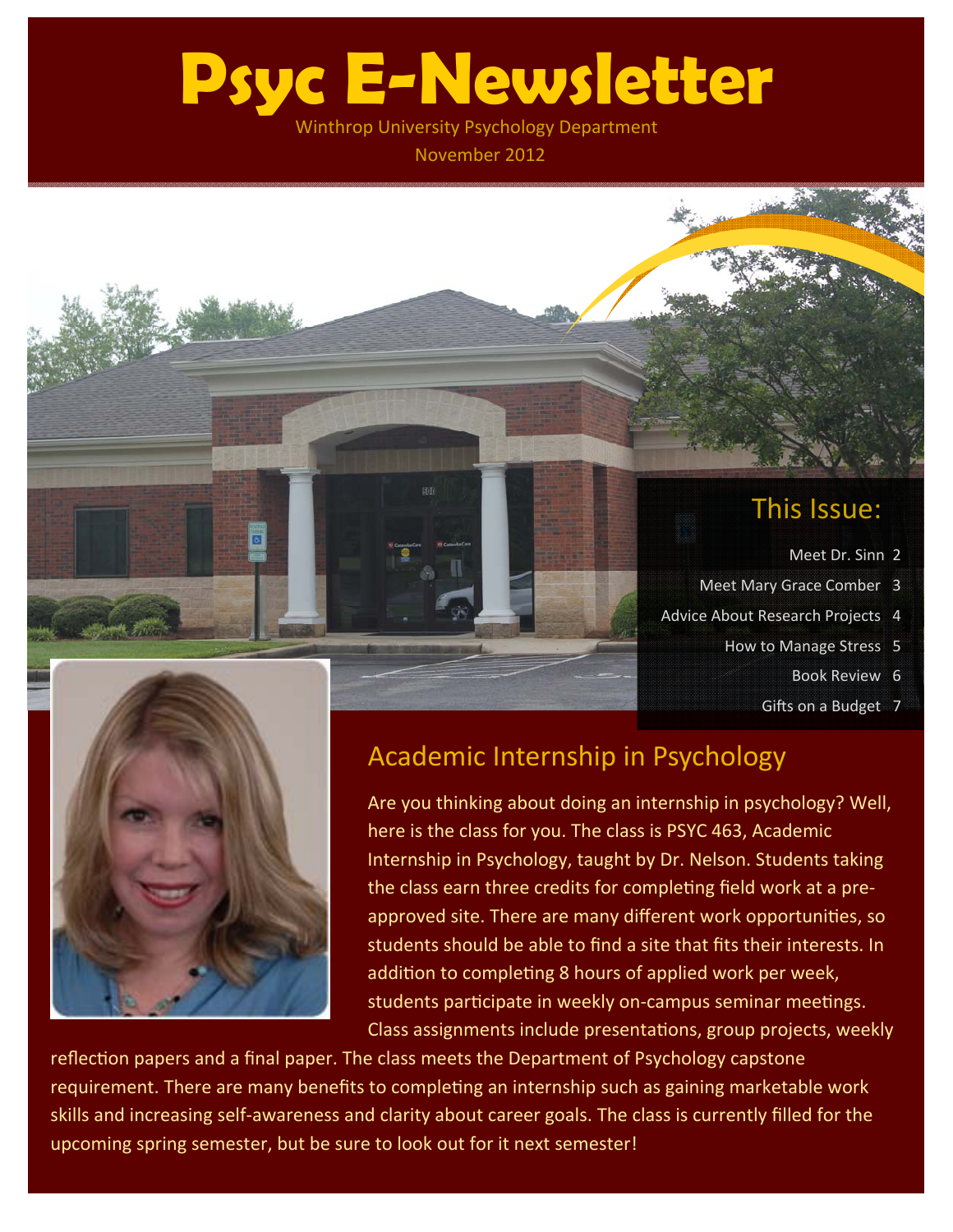# Psyc E-Newsletter

Winthrop University Psychology Department

November 2012

## This Issue:

- Meet Dr. Sinn 2
- Meet Mary Grace Comber 3
- Advice About Research Projects 4
- How to Manage Stress 5
- Book Review 6
- Gifts on a Budget 7

## Academic Internship in Psychology

Are you thinking about doing an internship in psychology? Well, here is the class for you. The class is PSYC 463, Academic Internship in Psychology, taught by Dr. Nelson. Students taking the class earn three credits for completing field work at a pre-approved site. There are many different work opportunities, so students should be able to find a site that fits their interests. In addition to completing 8 hours of applied work per week, students participate in weekly on-campus seminar meetings. Class assignments include presentations, group projects, weekly reflection papers and a final paper. The class meets the Department of Psychology capstone requirement. There are many benefits to completing an internship such as gaining marketable work skills and increasing self-awareness and clarity about career goals. The class is currently filled for the upcoming spring semester, but be sure to look out for it next semester!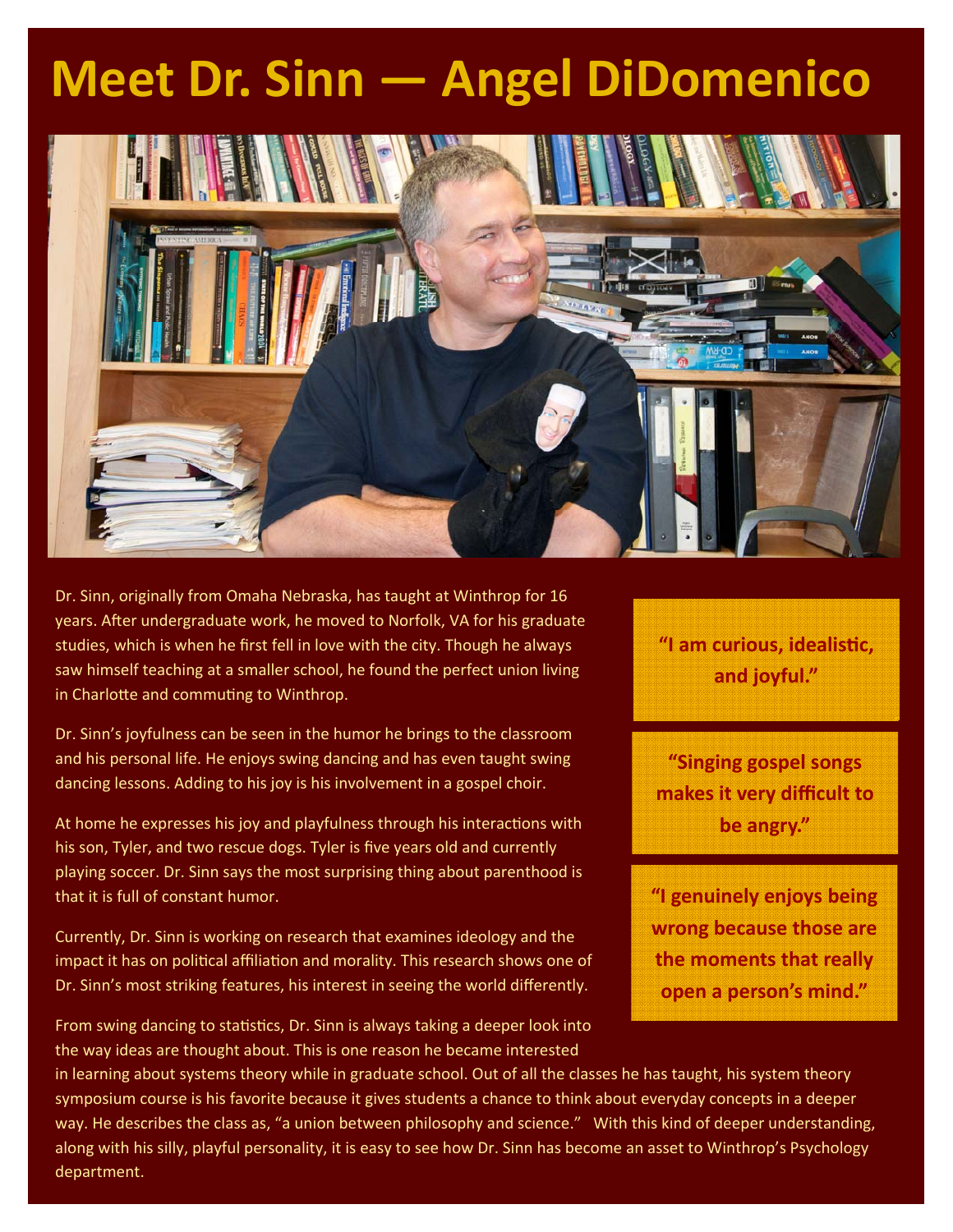# Meet Dr. Sinn — Angel DiDomenico

Dr. Sinn, originally from Omaha Nebraska, has taught at Winthrop for 16 years. After undergraduate work, he moved to Norfolk, VA for his graduate studies, which is when he first fell in love with the city. Though he always saw himself teaching at a smaller school, he found the perfect union living in Charlotte and commuting to Winthrop.

Dr. Sinn's joyfulness can be seen in the humor he brings to the classroom and his personal life. He enjoys swing dancing and has even taught swing dancing lessons. Adding to his joy is his involvement in a gospel choir.

At home he expresses his joy and playfulness through his interactions with his son, Tyler, and two rescue dogs. Tyler is five years old and currently playing soccer. Dr. Sinn says the most surprising thing about parenthood is that it is full of constant humor.

Currently, Dr. Sinn is working on research that examines ideology and the impact it has on political affiliation and morality. This research shows one of Dr. Sinn's most striking features, his interest in seeing the world differently.

From swing dancing to statistics, Dr. Sinn is always taking a deeper look into the way ideas are thought about. This is one reason he became interested in learning about systems theory while in graduate school. Out of all the classes he has taught, his system theory symposium course is his favorite because it gives students a chance to think about everyday concepts in a deeper way. He describes the class as, "a union between philosophy and science." With this kind of deeper understanding, along with his silly, playful personality, it is easy to see how Dr. Sinn has become an asset to Winthrop's Psychology department.

**"I am curious, idealistic, and joyful."**

**"Singing gospel songs makes it very difficult to be angry."**

**"I genuinely enjoys being wrong because those are the moments that really open a person's mind."**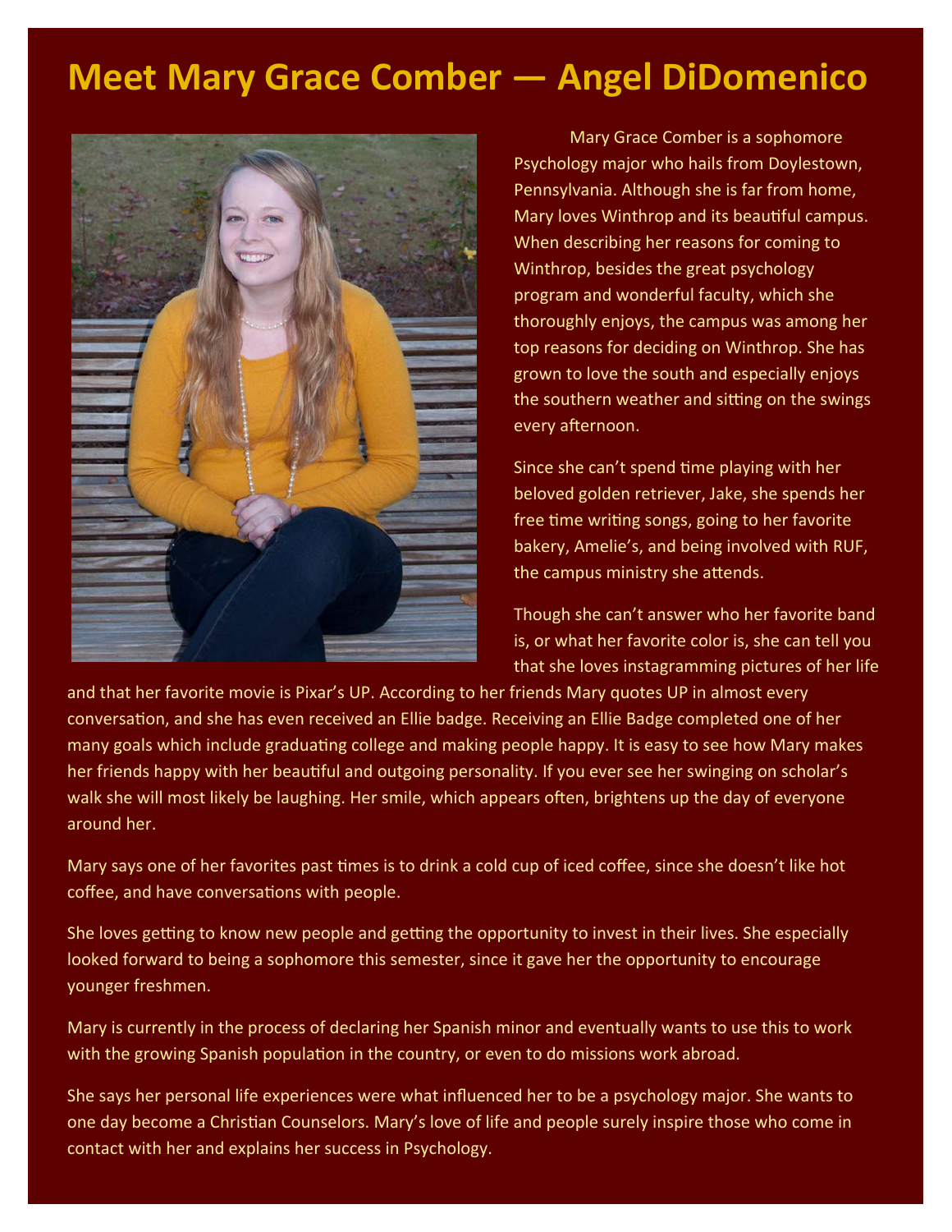# Meet Mary Grace Comber — Angel DiDomenico

Mary Grace Comber is a sophomore Psychology major who hails from Doylestown, Pennsylvania. Although she is far from home, Mary loves Winthrop and its beautiful campus. When describing her reasons for coming to Winthrop, besides the great psychology program and wonderful faculty, which she thoroughly enjoys, the campus was among her top reasons for deciding on Winthrop. She has grown to love the south and especially enjoys the southern weather and sitting on the swings every afternoon.

Since she can't spend time playing with her beloved golden retriever, Jake, she spends her free time writing songs, going to her favorite bakery, Amelie's, and being involved with RUF, the campus ministry she attends.

Though she can't answer who her favorite band is, or what her favorite color is, she can tell you that she loves instagramming pictures of her life and that her favorite movie is Pixar's UP. According to her friends Mary quotes UP in almost every conversation, and she has even received an Ellie badge. Receiving an Ellie Badge completed one of her many goals which include graduating college and making people happy. It is easy to see how Mary makes her friends happy with her beautiful and outgoing personality. If you ever see her swinging on scholar's walk she will most likely be laughing. Her smile, which appears often, brightens up the day of everyone around her.

Mary says one of her favorites past times is to drink a cold cup of iced coffee, since she doesn't like hot coffee, and have conversations with people.

She loves getting to know new people and getting the opportunity to invest in their lives. She especially looked forward to being a sophomore this semester, since it gave her the opportunity to encourage younger freshmen.

Mary is currently in the process of declaring her Spanish minor and eventually wants to use this to work with the growing Spanish population in the country, or even to do missions work abroad.

She says her personal life experiences were what influenced her to be a psychology major. She wants to one day become a Christian Counselors. Mary's love of life and people surely inspire those who come in contact with her and explains her success in Psychology.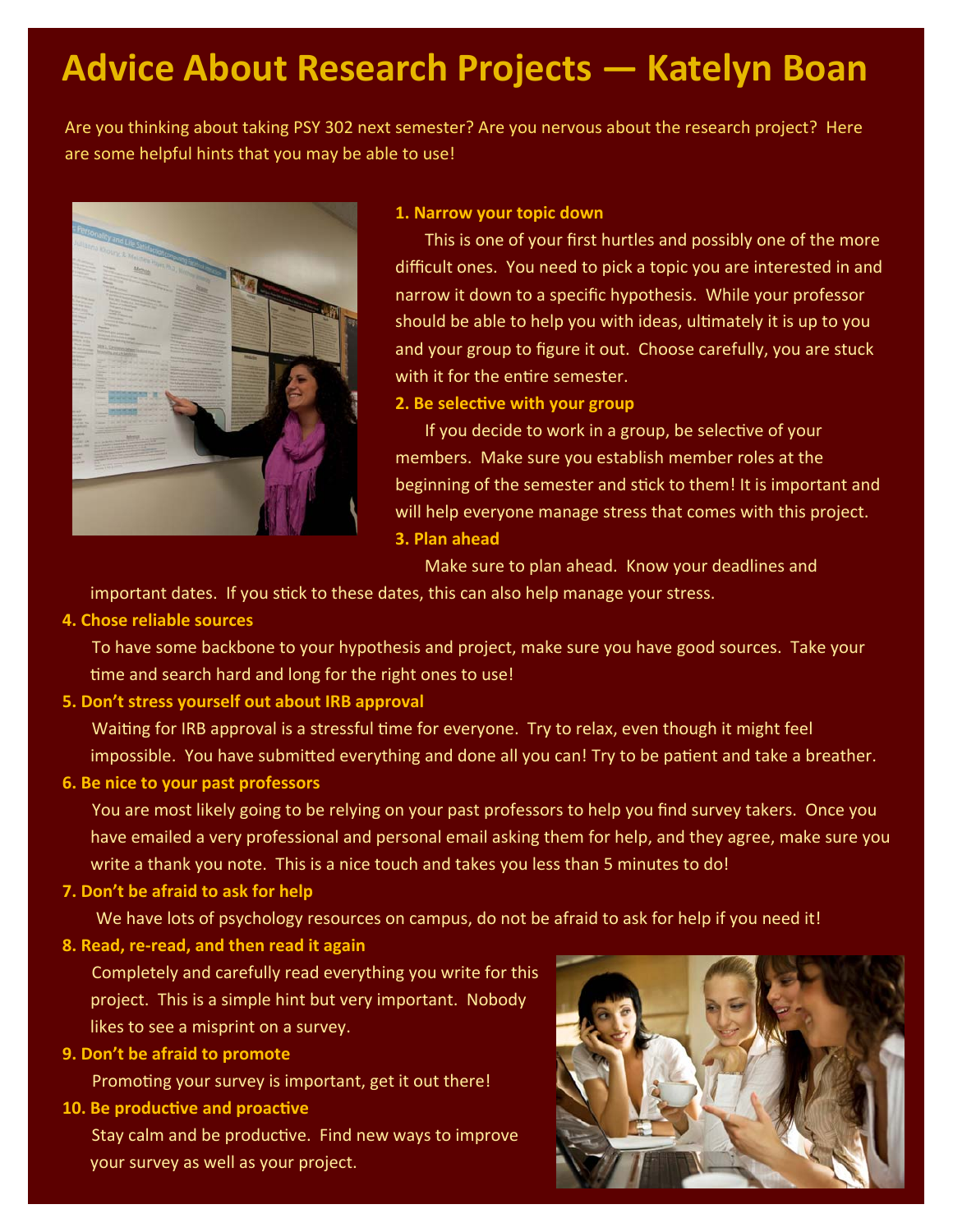# Advice About Research Projects — Katelyn Boan

Are you thinking about taking PSY 302 next semester? Are you nervous about the research project? Here are some helpful hints that you may be able to use!

**1. Narrow your topic down**

This is one of your first hurtles and possibly one of the more difficult ones. You need to pick a topic you are interested in and narrow it down to a specific hypothesis. While your professor should be able to help you with ideas, ultimately it is up to you and your group to figure it out. Choose carefully, you are stuck with it for the entire semester.

**2. Be selective with your group**

If you decide to work in a group, be selective of your members. Make sure you establish member roles at the beginning of the semester and stick to them! It is important and will help everyone manage stress that comes with this project.

**3. Plan ahead**

Make sure to plan ahead. Know your deadlines and important dates. If you stick to these dates, this can also help manage your stress.

**4. Chose reliable sources**

To have some backbone to your hypothesis and project, make sure you have good sources. Take your time and search hard and long for the right ones to use!

**5. Don't stress yourself out about IRB approval**

Waiting for IRB approval is a stressful time for everyone. Try to relax, even though it might feel impossible. You have submitted everything and done all you can! Try to be patient and take a breather.

**6. Be nice to your past professors**

You are most likely going to be relying on your past professors to help you find survey takers. Once you have emailed a very professional and personal email asking them for help, and they agree, make sure you write a thank you note. This is a nice touch and takes you less than 5 minutes to do!

**7. Don't be afraid to ask for help**

We have lots of psychology resources on campus, do not be afraid to ask for help if you need it!

**8. Read, re-read, and then read it again**

Completely and carefully read everything you write for this project. This is a simple hint but very important. Nobody likes to see a misprint on a survey.

**9. Don't be afraid to promote**

Promoting your survey is important, get it out there!

**10. Be productive and proactive**

Stay calm and be productive. Find new ways to improve your survey as well as your project.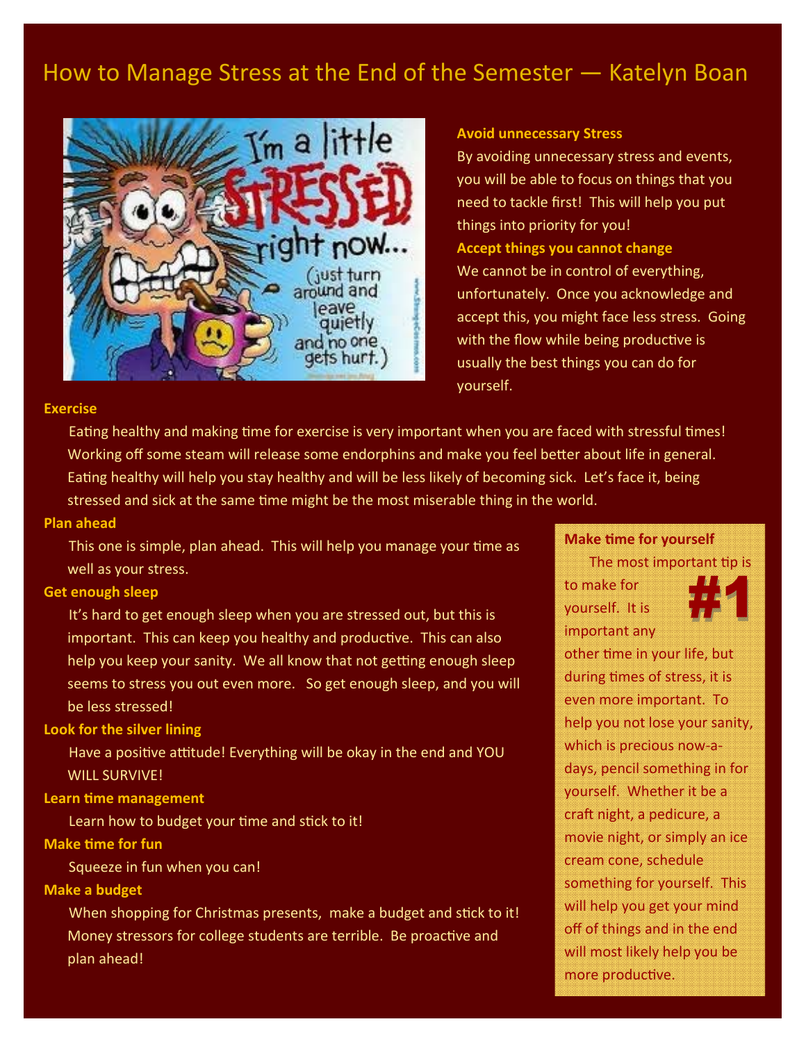# How to Manage Stress at the End of the Semester — Katelyn Boan

**Avoid unnecessary Stress**

By avoiding unnecessary stress and events, you will be able to focus on things that you need to tackle first! This will help you put things into priority for you!

**Accept things you cannot change**

We cannot be in control of everything, unfortunately. Once you acknowledge and accept this, you might face less stress. Going with the flow while being productive is usually the best things you can do for yourself.

**Exercise**

Eating healthy and making time for exercise is very important when you are faced with stressful times! Working off some steam will release some endorphins and make you feel better about life in general. Eating healthy will help you stay healthy and will be less likely of becoming sick. Let's face it, being stressed and sick at the same time might be the most miserable thing in the world.

**Plan ahead**

This one is simple, plan ahead. This will help you manage your time as well as your stress.

**Get enough sleep**

It's hard to get enough sleep when you are stressed out, but this is important. This can keep you healthy and productive. This can also help you keep your sanity. We all know that not getting enough sleep seems to stress you out even more. So get enough sleep, and you will be less stressed!

**Look for the silver lining**

Have a positive attitude! Everything will be okay in the end and YOU WILL SURVIVE!

**Learn time management**

Learn how to budget your time and stick to it!

**Make time for fun**

Squeeze in fun when you can!

**Make a budget**

When shopping for Christmas presents, make a budget and stick to it! Money stressors for college students are terrible. Be proactive and plan ahead!

**Make time for yourself**

**#1**

The most important tip is to make for yourself. It is important any other time in your life, but during times of stress, it is even more important. To help you not lose your sanity, which is precious now-a-days, pencil something in for yourself. Whether it be a craft night, a pedicure, a movie night, or simply an ice cream cone, schedule something for yourself. This will help you get your mind off of things and in the end will most likely help you be more productive.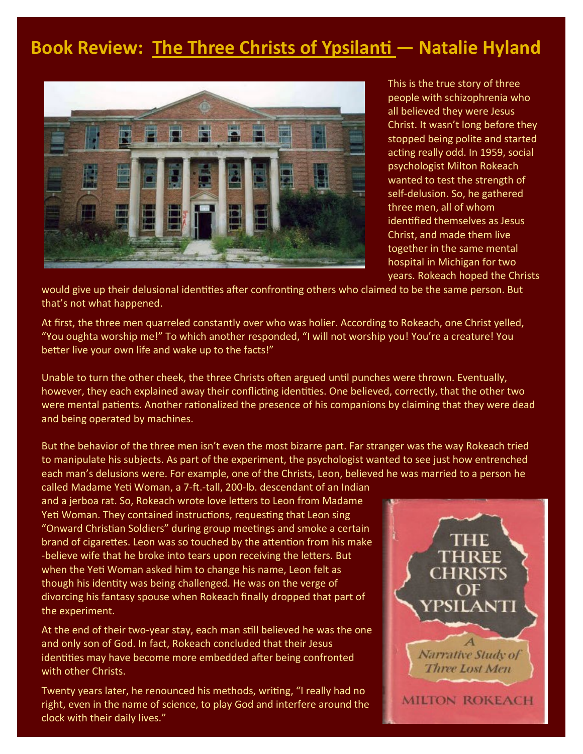# Book Review: The Three Christs of Ypsilanti — Natalie Hyland

This is the true story of three people with schizophrenia who all believed they were Jesus Christ. It wasn't long before they stopped being polite and started acting really odd. In 1959, social psychologist Milton Rokeach wanted to test the strength of self-delusion. So, he gathered three men, all of whom identified themselves as Jesus Christ, and made them live together in the same mental hospital in Michigan for two years. Rokeach hoped the Christs would give up their delusional identities after confronting others who claimed to be the same person. But that's not what happened.

At first, the three men quarreled constantly over who was holier. According to Rokeach, one Christ yelled, "You oughta worship me!" To which another responded, "I will not worship you! You're a creature! You better live your own life and wake up to the facts!"

Unable to turn the other cheek, the three Christs often argued until punches were thrown. Eventually, however, they each explained away their conflicting identities. One believed, correctly, that the other two were mental patients. Another rationalized the presence of his companions by claiming that they were dead and being operated by machines.

But the behavior of the three men isn't even the most bizarre part. Far stranger was the way Rokeach tried to manipulate his subjects. As part of the experiment, the psychologist wanted to see just how entrenched each man's delusions were. For example, one of the Christs, Leon, believed he was married to a person he called Madame Yeti Woman, a 7-ft.-tall, 200-lb. descendant of an Indian and a jerboa rat. So, Rokeach wrote love letters to Leon from Madame Yeti Woman. They contained instructions, requesting that Leon sing "Onward Christian Soldiers" during group meetings and smoke a certain brand of cigarettes. Leon was so touched by the attention from his make-believe wife that he broke into tears upon receiving the letters. But when the Yeti Woman asked him to change his name, Leon felt as though his identity was being challenged. He was on the verge of divorcing his fantasy spouse when Rokeach finally dropped that part of the experiment.

At the end of their two-year stay, each man still believed he was the one and only son of God. In fact, Rokeach concluded that their Jesus identities may have become more embedded after being confronted with other Christs.

Twenty years later, he renounced his methods, writing, "I really had no right, even in the name of science, to play God and interfere around the clock with their daily lives."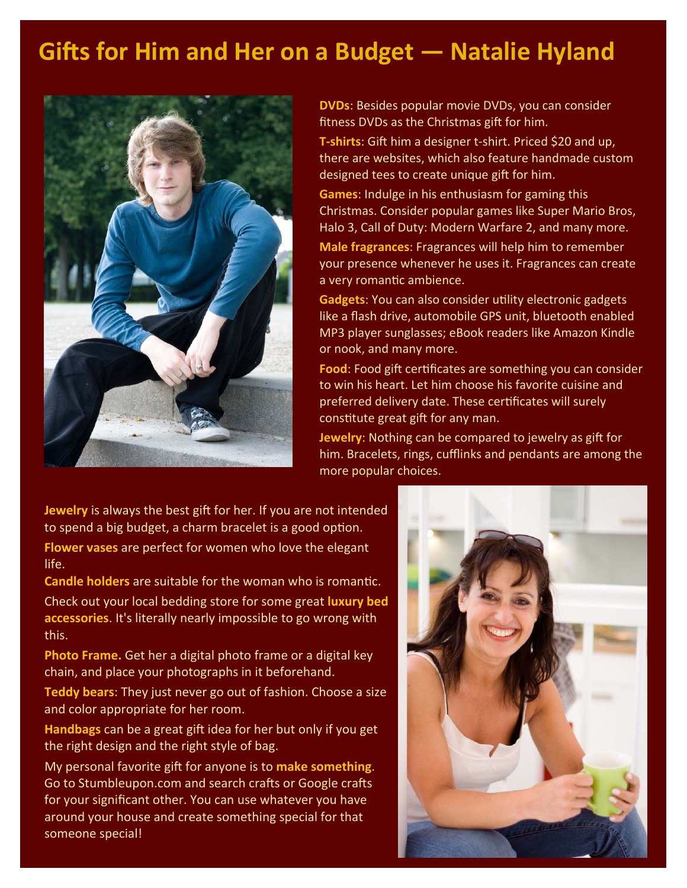# Gifts for Him and Her on a Budget — Natalie Hyland

**DVDs**: Besides popular movie DVDs, you can consider fitness DVDs as the Christmas gift for him.

**T-shirts**: Gift him a designer t-shirt. Priced $20 and up, there are websites, which also feature handmade custom designed tees to create unique gift for him.

**Games**: Indulge in his enthusiasm for gaming this Christmas. Consider popular games like Super Mario Bros, Halo 3, Call of Duty: Modern Warfare 2, and many more.

**Male fragrances**: Fragrances will help him to remember your presence whenever he uses it. Fragrances can create a very romantic ambience.

**Gadgets**: You can also consider utility electronic gadgets like a flash drive, automobile GPS unit, bluetooth enabled MP3 player sunglasses; eBook readers like Amazon Kindle or nook, and many more.

**Food**: Food gift certificates are something you can consider to win his heart. Let him choose his favorite cuisine and preferred delivery date. These certificates will surely constitute great gift for any man.

**Jewelry**: Nothing can be compared to jewelry as gift for him. Bracelets, rings, cufflinks and pendants are among the more popular choices.

**Jewelry** is always the best gift for her. If you are not intended to spend a big budget, a charm bracelet is a good option.

**Flower vases** are perfect for women who love the elegant life.

**Candle holders** are suitable for the woman who is romantic.

Check out your local bedding store for some great **luxury bed accessories**. It's literally nearly impossible to go wrong with this.

**Photo Frame.** Get her a digital photo frame or a digital key chain, and place your photographs in it beforehand.

**Teddy bears**: They just never go out of fashion. Choose a size and color appropriate for her room.

**Handbags** can be a great gift idea for her but only if you get the right design and the right style of bag.

My personal favorite gift for anyone is to **make something**. Go to Stumbleupon.com and search crafts or Google crafts for your significant other. You can use whatever you have around your house and create something special for that someone special!